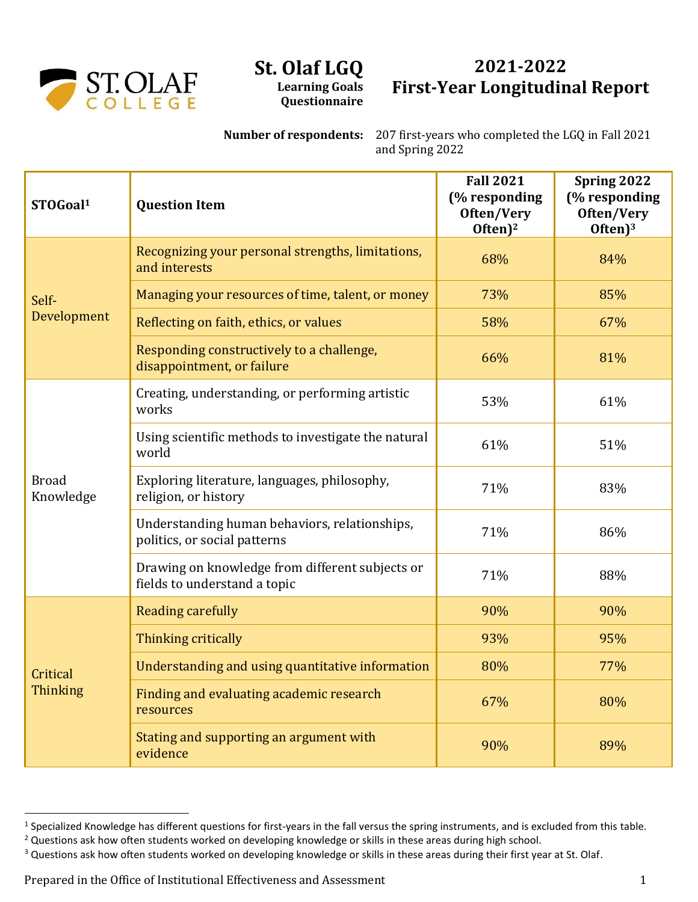# St. Olaf LGQ

**Learning Goals Questionnaire**

# 2021-2022 First-Year Longitudinal Report

**Number of respondents:** 207 first-years who completed the LGQ in Fall 2021 and Spring 2022

| STOGoal[1] | Question Item | Fall 2021 (% responding Often/Very Often)[2] | Spring 2022 (% responding Often/Very Often)[3] |
|---|---|---|---|
| Self-Development | Recognizing your personal strengths, limitations, and interests | 68% | 84% |
| | Managing your resources of time, talent, or money | 73% | 85% |
| | Reflecting on faith, ethics, or values | 58% | 67% |
| | Responding constructively to a challenge, disappointment, or failure | 66% | 81% |
| Broad Knowledge | Creating, understanding, or performing artistic works | 53% | 61% |
| | Using scientific methods to investigate the natural world | 61% | 51% |
| | Exploring literature, languages, philosophy, religion, or history | 71% | 83% |
| | Understanding human behaviors, relationships, politics, or social patterns | 71% | 86% |
| | Drawing on knowledge from different subjects or fields to understand a topic | 71% | 88% |
| Critical Thinking | Reading carefully | 90% | 90% |
| | Thinking critically | 93% | 95% |
| | Understanding and using quantitative information | 80% | 77% |
| | Finding and evaluating academic research resources | 67% | 80% |
| | Stating and supporting an argument with evidence | 90% | 89% |

[1] Specialized Knowledge has different questions for first-years in the fall versus the spring instruments, and is excluded from this table.

[2] Questions ask how often students worked on developing knowledge or skills in these areas during high school.

[3] Questions ask how often students worked on developing knowledge or skills in these areas during their first year at St. Olaf.

Prepared in the Office of Institutional Effectiveness and Assessment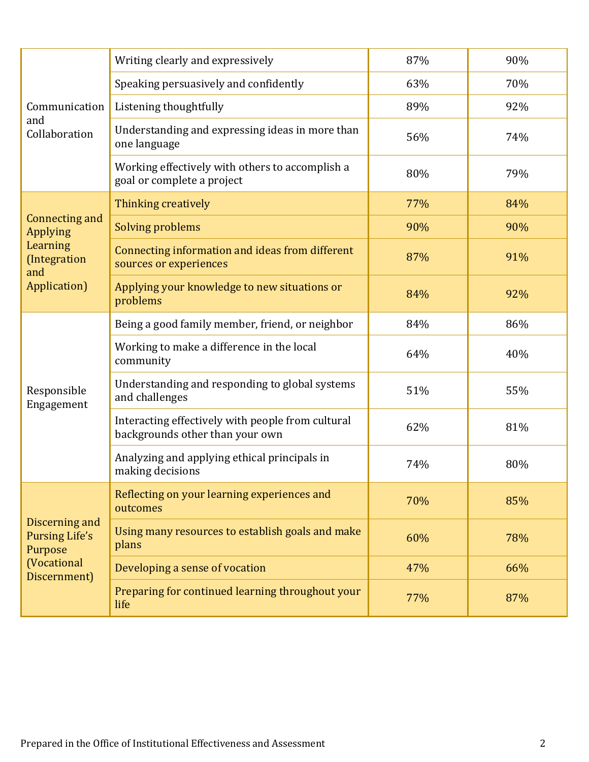| | | | |
|---|---|---|---|
| Communication and Collaboration | Writing clearly and expressively | 87% | 90% |
| | Speaking persuasively and confidently | 63% | 70% |
| | Listening thoughtfully | 89% | 92% |
| | Understanding and expressing ideas in more than one language | 56% | 74% |
| | Working effectively with others to accomplish a goal or complete a project | 80% | 79% |
| Connecting and Applying Learning (Integration and Application) | Thinking creatively | 77% | 84% |
| | Solving problems | 90% | 90% |
| | Connecting information and ideas from different sources or experiences | 87% | 91% |
| | Applying your knowledge to new situations or problems | 84% | 92% |
| Responsible Engagement | Being a good family member, friend, or neighbor | 84% | 86% |
| | Working to make a difference in the local community | 64% | 40% |
| | Understanding and responding to global systems and challenges | 51% | 55% |
| | Interacting effectively with people from cultural backgrounds other than your own | 62% | 81% |
| | Analyzing and applying ethical principals in making decisions | 74% | 80% |
| Discerning and Pursing Life's Purpose (Vocational Discernment) | Reflecting on your learning experiences and outcomes | 70% | 85% |
| | Using many resources to establish goals and make plans | 60% | 78% |
| | Developing a sense of vocation | 47% | 66% |
| | Preparing for continued learning throughout your life | 77% | 87% |

Prepared in the Office of Institutional Effectiveness and Assessment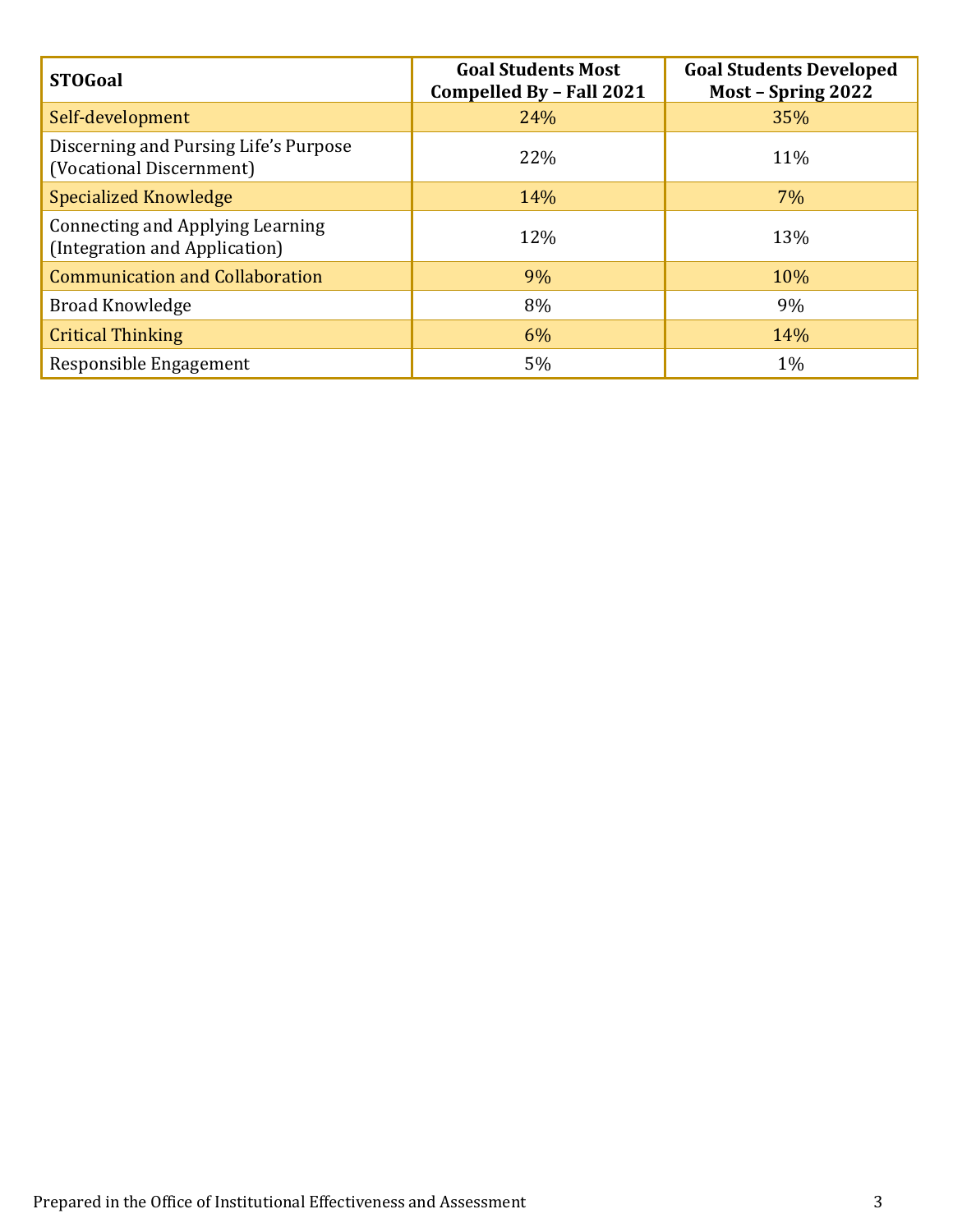| STOGoal | Goal Students Most Compelled By – Fall 2021 | Goal Students Developed Most – Spring 2022 |
|---|---|---|
| Self-development | 24% | 35% |
| Discerning and Pursing Life's Purpose (Vocational Discernment) | 22% | 11% |
| Specialized Knowledge | 14% | 7% |
| Connecting and Applying Learning (Integration and Application) | 12% | 13% |
| Communication and Collaboration | 9% | 10% |
| Broad Knowledge | 8% | 9% |
| Critical Thinking | 6% | 14% |
| Responsible Engagement | 5% | 1% |